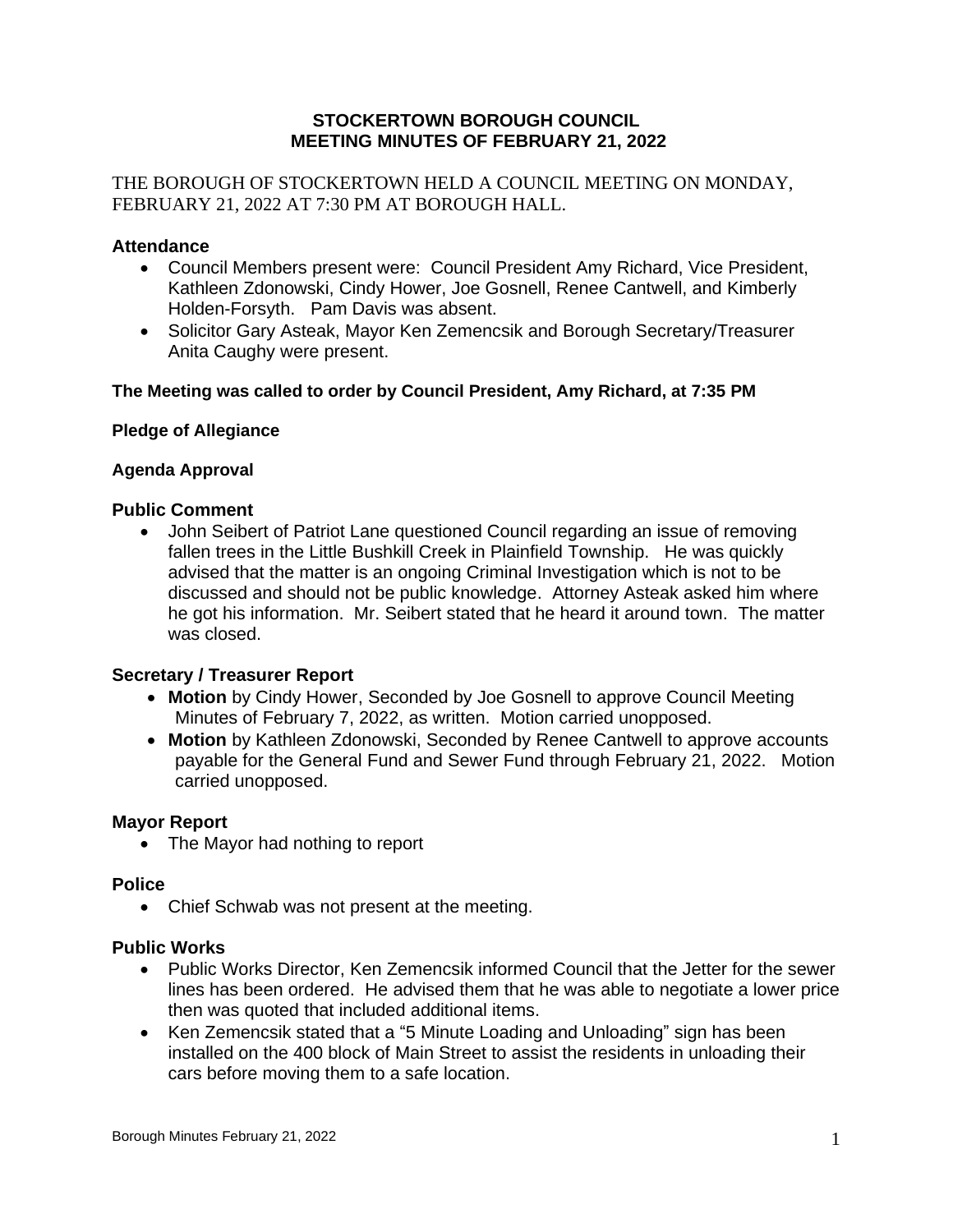# STOCKERTOWN BOROUGH COUNCIL
# MEETING MINUTES OF FEBRUARY 21, 2022

THE BOROUGH OF STOCKERTOWN HELD A COUNCIL MEETING ON MONDAY, FEBRUARY 21, 2022 AT 7:30 PM AT BOROUGH HALL.

### Attendance

- Council Members present were: Council President Amy Richard, Vice President, Kathleen Zdonowski, Cindy Hower, Joe Gosnell, Renee Cantwell, and Kimberly Holden-Forsyth. Pam Davis was absent.
- Solicitor Gary Asteak, Mayor Ken Zemencsik and Borough Secretary/Treasurer Anita Caughy were present.

**The Meeting was called to order by Council President, Amy Richard, at 7:35 PM**

**Pledge of Allegiance**

**Agenda Approval**

### Public Comment

- John Seibert of Patriot Lane questioned Council regarding an issue of removing fallen trees in the Little Bushkill Creek in Plainfield Township. He was quickly advised that the matter is an ongoing Criminal Investigation which is not to be discussed and should not be public knowledge. Attorney Asteak asked him where he got his information. Mr. Seibert stated that he heard it around town. The matter was closed.

### Secretary / Treasurer Report

- **Motion** by Cindy Hower, Seconded by Joe Gosnell to approve Council Meeting Minutes of February 7, 2022, as written. Motion carried unopposed.
- **Motion** by Kathleen Zdonowski, Seconded by Renee Cantwell to approve accounts payable for the General Fund and Sewer Fund through February 21, 2022. Motion carried unopposed.

### Mayor Report

- The Mayor had nothing to report

### Police

- Chief Schwab was not present at the meeting.

### Public Works

- Public Works Director, Ken Zemencsik informed Council that the Jetter for the sewer lines has been ordered. He advised them that he was able to negotiate a lower price then was quoted that included additional items.
- Ken Zemencsik stated that a "5 Minute Loading and Unloading" sign has been installed on the 400 block of Main Street to assist the residents in unloading their cars before moving them to a safe location.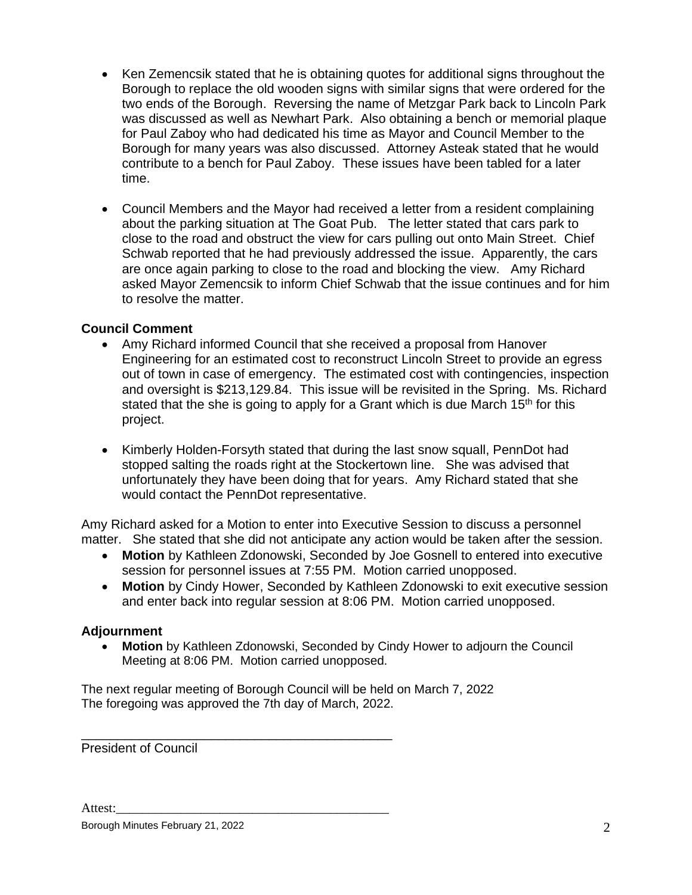- Ken Zemencsik stated that he is obtaining quotes for additional signs throughout the Borough to replace the old wooden signs with similar signs that were ordered for the two ends of the Borough. Reversing the name of Metzgar Park back to Lincoln Park was discussed as well as Newhart Park. Also obtaining a bench or memorial plaque for Paul Zaboy who had dedicated his time as Mayor and Council Member to the Borough for many years was also discussed. Attorney Asteak stated that he would contribute to a bench for Paul Zaboy. These issues have been tabled for a later time.

- Council Members and the Mayor had received a letter from a resident complaining about the parking situation at The Goat Pub. The letter stated that cars park to close to the road and obstruct the view for cars pulling out onto Main Street. Chief Schwab reported that he had previously addressed the issue. Apparently, the cars are once again parking to close to the road and blocking the view. Amy Richard asked Mayor Zemencsik to inform Chief Schwab that the issue continues and for him to resolve the matter.

**Council Comment**

- Amy Richard informed Council that she received a proposal from Hanover Engineering for an estimated cost to reconstruct Lincoln Street to provide an egress out of town in case of emergency. The estimated cost with contingencies, inspection and oversight is $213,129.84. This issue will be revisited in the Spring. Ms. Richard stated that the she is going to apply for a Grant which is due March 15th for this project.

- Kimberly Holden-Forsyth stated that during the last snow squall, PennDot had stopped salting the roads right at the Stockertown line. She was advised that unfortunately they have been doing that for years. Amy Richard stated that she would contact the PennDot representative.

Amy Richard asked for a Motion to enter into Executive Session to discuss a personnel matter. She stated that she did not anticipate any action would be taken after the session.

- **Motion** by Kathleen Zdonowski, Seconded by Joe Gosnell to entered into executive session for personnel issues at 7:55 PM. Motion carried unopposed.
- **Motion** by Cindy Hower, Seconded by Kathleen Zdonowski to exit executive session and enter back into regular session at 8:06 PM. Motion carried unopposed.

**Adjournment**

- **Motion** by Kathleen Zdonowski, Seconded by Cindy Hower to adjourn the Council Meeting at 8:06 PM. Motion carried unopposed.

The next regular meeting of Borough Council will be held on March 7, 2022
The foregoing was approved the 7th day of March, 2022.

\_\_\_\_\_\_\_\_\_\_\_\_\_\_\_\_\_\_\_\_\_\_\_\_\_\_\_\_\_\_\_\_\_\_\_\_\_\_\_\_\_\_\_\_
President of Council

Attest:\_\_\_\_\_\_\_\_\_\_\_\_\_\_\_\_\_\_\_\_\_\_\_\_\_\_\_\_\_\_\_\_\_\_\_\_\_\_\_\_\_